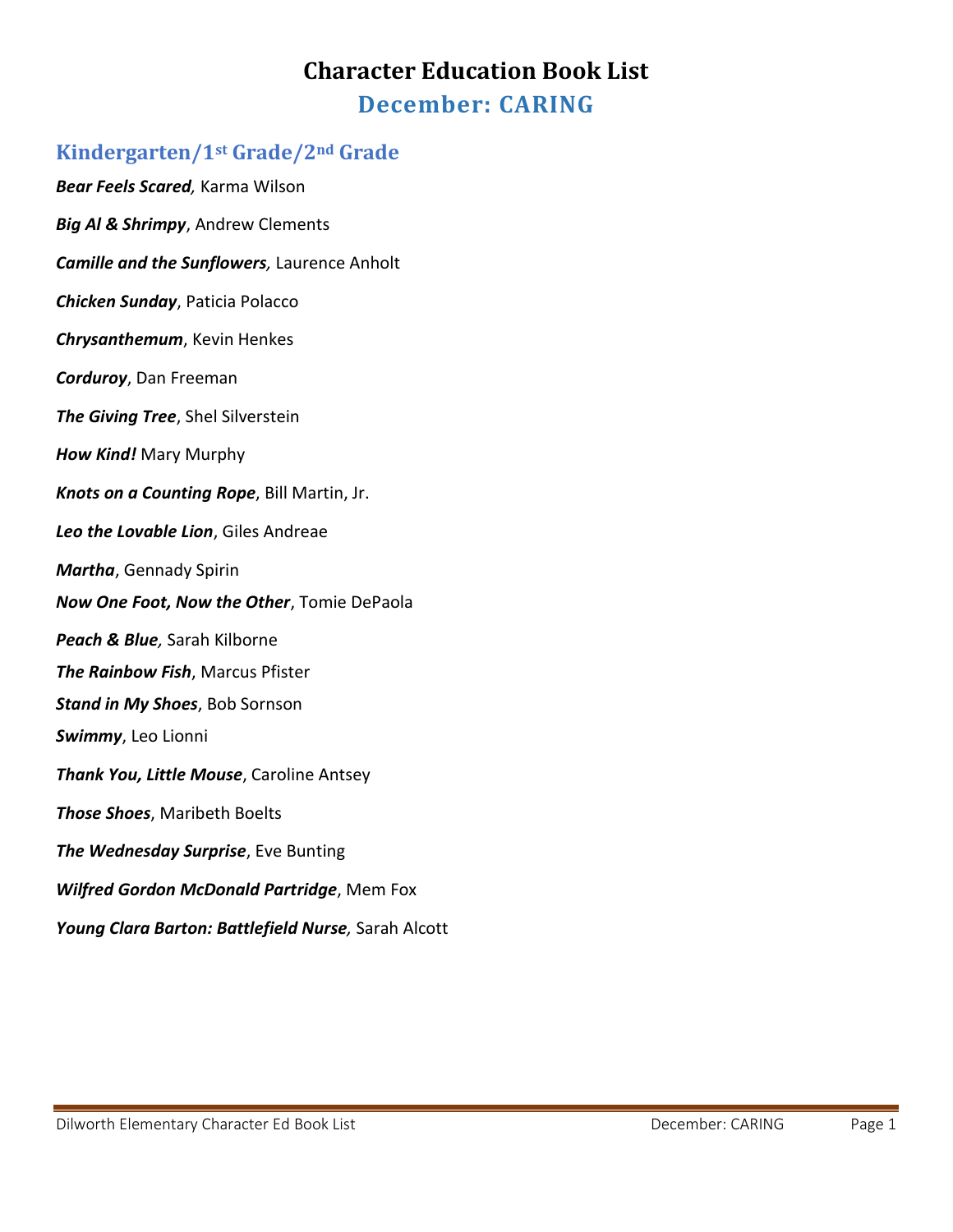# Character Education Book List

## December: CARING

### Kindergarten/1st Grade/2nd Grade

***Bear Feels Scared,*** Karma Wilson

***Big Al & Shrimpy***, Andrew Clements

***Camille and the Sunflowers,*** Laurence Anholt

***Chicken Sunday***, Paticia Polacco

***Chrysanthemum***, Kevin Henkes

***Corduroy***, Dan Freeman

***The Giving Tree***, Shel Silverstein

***How Kind!*** Mary Murphy

***Knots on a Counting Rope***, Bill Martin, Jr.

***Leo the Lovable Lion***, Giles Andreae

***Martha***, Gennady Spirin

***Now One Foot, Now the Other***, Tomie DePaola

***Peach & Blue,*** Sarah Kilborne

***The Rainbow Fish***, Marcus Pfister

***Stand in My Shoes***, Bob Sornson

***Swimmy***, Leo Lionni

***Thank You, Little Mouse***, Caroline Antsey

***Those Shoes***, Maribeth Boelts

***The Wednesday Surprise***, Eve Bunting

***Wilfred Gordon McDonald Partridge***, Mem Fox

***Young Clara Barton: Battlefield Nurse,*** Sarah Alcott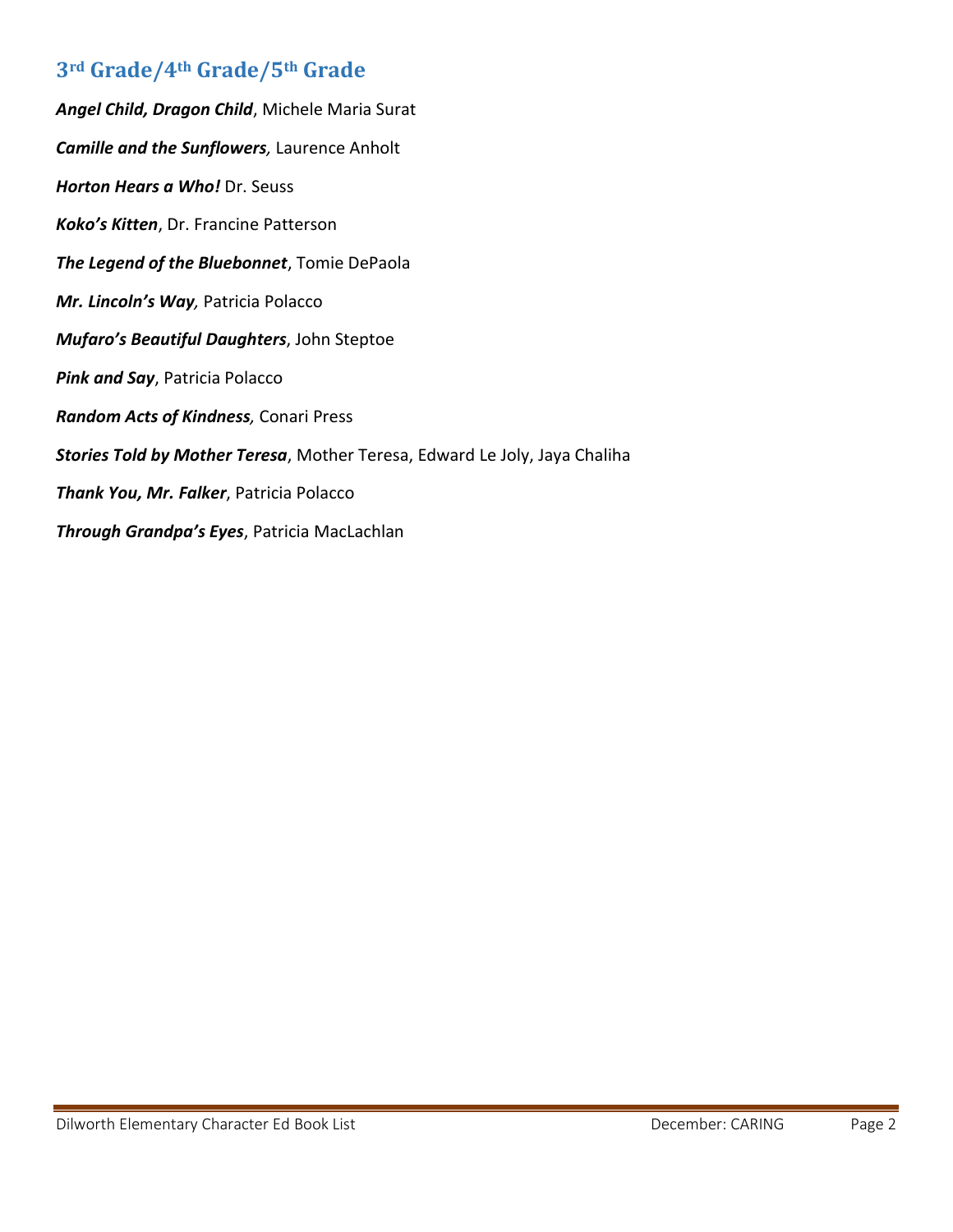## 3rd Grade/4th Grade/5th Grade

***Angel Child, Dragon Child***, Michele Maria Surat

***Camille and the Sunflowers,*** Laurence Anholt

***Horton Hears a Who!*** Dr. Seuss

***Koko's Kitten***, Dr. Francine Patterson

***The Legend of the Bluebonnet***, Tomie DePaola

***Mr. Lincoln's Way,*** Patricia Polacco

***Mufaro's Beautiful Daughters***, John Steptoe

***Pink and Say***, Patricia Polacco

***Random Acts of Kindness,*** Conari Press

***Stories Told by Mother Teresa***, Mother Teresa, Edward Le Joly, Jaya Chaliha

***Thank You, Mr. Falker***, Patricia Polacco

***Through Grandpa's Eyes***, Patricia MacLachlan